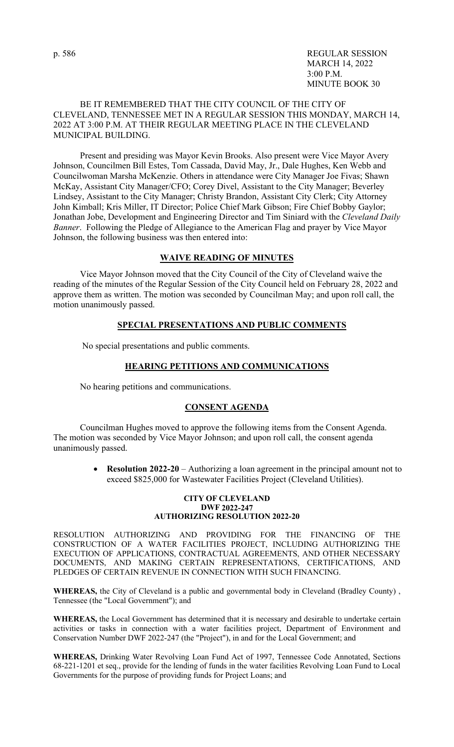p. 586 REGULAR SESSION
MARCH 14, 2022
3:00 P.M.
MINUTE BOOK 30

BE IT REMEMBERED THAT THE CITY COUNCIL OF THE CITY OF CLEVELAND, TENNESSEE MET IN A REGULAR SESSION THIS MONDAY, MARCH 14, 2022 AT 3:00 P.M. AT THEIR REGULAR MEETING PLACE IN THE CLEVELAND MUNICIPAL BUILDING.

Present and presiding was Mayor Kevin Brooks. Also present were Vice Mayor Avery Johnson, Councilmen Bill Estes, Tom Cassada, David May, Jr., Dale Hughes, Ken Webb and Councilwoman Marsha McKenzie. Others in attendance were City Manager Joe Fivas; Shawn McKay, Assistant City Manager/CFO; Corey Divel, Assistant to the City Manager; Beverley Lindsey, Assistant to the City Manager; Christy Brandon, Assistant City Clerk; City Attorney John Kimball; Kris Miller, IT Director; Police Chief Mark Gibson; Fire Chief Bobby Gaylor; Jonathan Jobe, Development and Engineering Director and Tim Siniard with the *Cleveland Daily Banner*. Following the Pledge of Allegiance to the American Flag and prayer by Vice Mayor Johnson, the following business was then entered into:

## WAIVE READING OF MINUTES

Vice Mayor Johnson moved that the City Council of the City of Cleveland waive the reading of the minutes of the Regular Session of the City Council held on February 28, 2022 and approve them as written. The motion was seconded by Councilman May; and upon roll call, the motion unanimously passed.

## SPECIAL PRESENTATIONS AND PUBLIC COMMENTS

No special presentations and public comments.

## HEARING PETITIONS AND COMMUNICATIONS

No hearing petitions and communications.

## CONSENT AGENDA

Councilman Hughes moved to approve the following items from the Consent Agenda. The motion was seconded by Vice Mayor Johnson; and upon roll call, the consent agenda unanimously passed.

- **Resolution 2022-20** – Authorizing a loan agreement in the principal amount not to exceed $825,000 for Wastewater Facilities Project (Cleveland Utilities).

**CITY OF CLEVELAND**
**DWF 2022-247**
**AUTHORIZING RESOLUTION 2022-20**

RESOLUTION AUTHORIZING AND PROVIDING FOR THE FINANCING OF THE CONSTRUCTION OF A WATER FACILITIES PROJECT, INCLUDING AUTHORIZING THE EXECUTION OF APPLICATIONS, CONTRACTUAL AGREEMENTS, AND OTHER NECESSARY DOCUMENTS, AND MAKING CERTAIN REPRESENTATIONS, CERTIFICATIONS, AND PLEDGES OF CERTAIN REVENUE IN CONNECTION WITH SUCH FINANCING.

**WHEREAS,** the City of Cleveland is a public and governmental body in Cleveland (Bradley County) , Tennessee (the "Local Government"); and

**WHEREAS,** the Local Government has determined that it is necessary and desirable to undertake certain activities or tasks in connection with a water facilities project, Department of Environment and Conservation Number DWF 2022-247 (the "Project"), in and for the Local Government; and

**WHEREAS,** Drinking Water Revolving Loan Fund Act of 1997, Tennessee Code Annotated, Sections 68-221-1201 et seq., provide for the lending of funds in the water facilities Revolving Loan Fund to Local Governments for the purpose of providing funds for Project Loans; and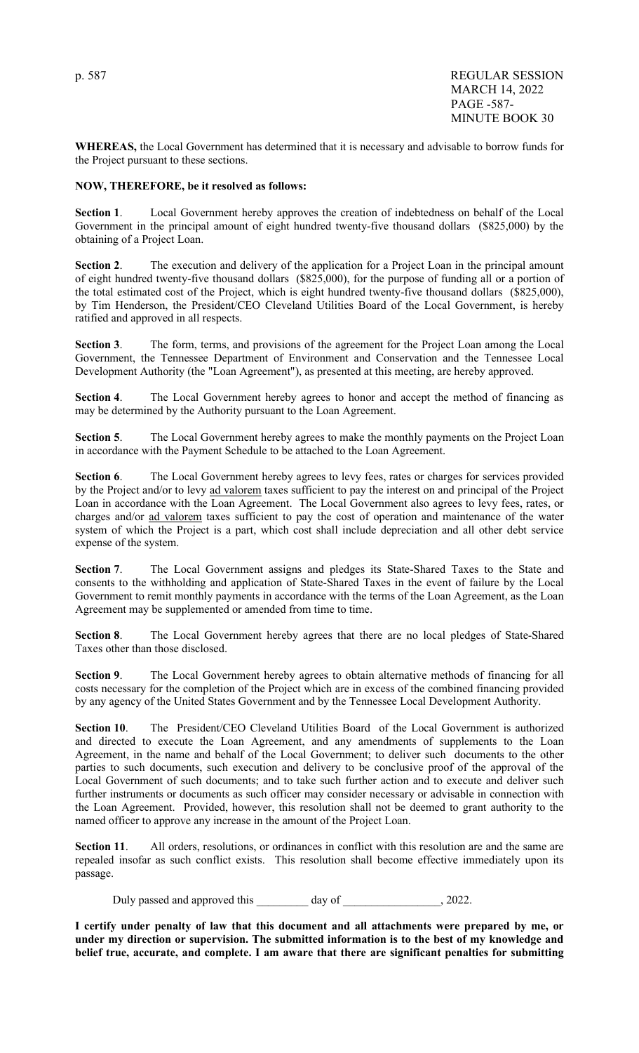**WHEREAS,** the Local Government has determined that it is necessary and advisable to borrow funds for the Project pursuant to these sections.

**NOW, THEREFORE, be it resolved as follows:**

**Section 1**. Local Government hereby approves the creation of indebtedness on behalf of the Local Government in the principal amount of eight hundred twenty-five thousand dollars ($825,000) by the obtaining of a Project Loan.

**Section 2**. The execution and delivery of the application for a Project Loan in the principal amount of eight hundred twenty-five thousand dollars ($825,000), for the purpose of funding all or a portion of the total estimated cost of the Project, which is eight hundred twenty-five thousand dollars ($825,000), by Tim Henderson, the President/CEO Cleveland Utilities Board of the Local Government, is hereby ratified and approved in all respects.

**Section 3**. The form, terms, and provisions of the agreement for the Project Loan among the Local Government, the Tennessee Department of Environment and Conservation and the Tennessee Local Development Authority (the "Loan Agreement"), as presented at this meeting, are hereby approved.

**Section 4**. The Local Government hereby agrees to honor and accept the method of financing as may be determined by the Authority pursuant to the Loan Agreement.

**Section 5**. The Local Government hereby agrees to make the monthly payments on the Project Loan in accordance with the Payment Schedule to be attached to the Loan Agreement.

**Section 6**. The Local Government hereby agrees to levy fees, rates or charges for services provided by the Project and/or to levy ad valorem taxes sufficient to pay the interest on and principal of the Project Loan in accordance with the Loan Agreement. The Local Government also agrees to levy fees, rates, or charges and/or ad valorem taxes sufficient to pay the cost of operation and maintenance of the water system of which the Project is a part, which cost shall include depreciation and all other debt service expense of the system.

**Section 7**. The Local Government assigns and pledges its State-Shared Taxes to the State and consents to the withholding and application of State-Shared Taxes in the event of failure by the Local Government to remit monthly payments in accordance with the terms of the Loan Agreement, as the Loan Agreement may be supplemented or amended from time to time.

**Section 8**. The Local Government hereby agrees that there are no local pledges of State-Shared Taxes other than those disclosed.

**Section 9**. The Local Government hereby agrees to obtain alternative methods of financing for all costs necessary for the completion of the Project which are in excess of the combined financing provided by any agency of the United States Government and by the Tennessee Local Development Authority.

**Section 10**. The President/CEO Cleveland Utilities Board of the Local Government is authorized and directed to execute the Loan Agreement, and any amendments of supplements to the Loan Agreement, in the name and behalf of the Local Government; to deliver such documents to the other parties to such documents, such execution and delivery to be conclusive proof of the approval of the Local Government of such documents; and to take such further action and to execute and deliver such further instruments or documents as such officer may consider necessary or advisable in connection with the Loan Agreement. Provided, however, this resolution shall not be deemed to grant authority to the named officer to approve any increase in the amount of the Project Loan.

**Section 11**. All orders, resolutions, or ordinances in conflict with this resolution are and the same are repealed insofar as such conflict exists. This resolution shall become effective immediately upon its passage.

Duly passed and approved this _________ day of _________________, 2022.

**I certify under penalty of law that this document and all attachments were prepared by me, or under my direction or supervision. The submitted information is to the best of my knowledge and belief true, accurate, and complete. I am aware that there are significant penalties for submitting**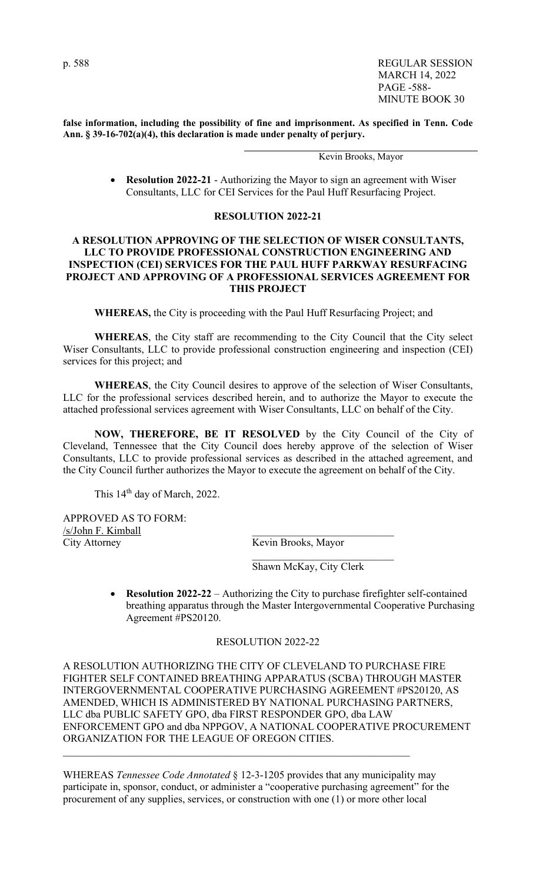**false information, including the possibility of fine and imprisonment. As specified in Tenn. Code Ann. § 39-16-702(a)(4), this declaration is made under penalty of perjury.**

\_\_\_\_\_\_\_\_\_\_\_\_\_\_\_\_\_\_\_\_\_\_\_\_\_\_\_\_\_\_\_\_\_\_

Kevin Brooks, Mayor

- **Resolution 2022-21** - Authorizing the Mayor to sign an agreement with Wiser Consultants, LLC for CEI Services for the Paul Huff Resurfacing Project.

**RESOLUTION 2022-21**

**A RESOLUTION APPROVING OF THE SELECTION OF WISER CONSULTANTS, LLC TO PROVIDE PROFESSIONAL CONSTRUCTION ENGINEERING AND INSPECTION (CEI) SERVICES FOR THE PAUL HUFF PARKWAY RESURFACING PROJECT AND APPROVING OF A PROFESSIONAL SERVICES AGREEMENT FOR THIS PROJECT**

**WHEREAS,** the City is proceeding with the Paul Huff Resurfacing Project; and

**WHEREAS**, the City staff are recommending to the City Council that the City select Wiser Consultants, LLC to provide professional construction engineering and inspection (CEI) services for this project; and

**WHEREAS**, the City Council desires to approve of the selection of Wiser Consultants, LLC for the professional services described herein, and to authorize the Mayor to execute the attached professional services agreement with Wiser Consultants, LLC on behalf of the City.

**NOW, THEREFORE, BE IT RESOLVED** by the City Council of the City of Cleveland, Tennessee that the City Council does hereby approve of the selection of Wiser Consultants, LLC to provide professional services as described in the attached agreement, and the City Council further authorizes the Mayor to execute the agreement on behalf of the City.

This 14th day of March, 2022.

APPROVED AS TO FORM:
/s/John F. Kimball
City Attorney

\_\_\_\_\_\_\_\_\_\_\_\_\_\_\_\_\_\_\_\_\_\_\_\_\_\_\_\_
Kevin Brooks, Mayor

\_\_\_\_\_\_\_\_\_\_\_\_\_\_\_\_\_\_\_\_\_\_\_\_\_\_\_\_
Shawn McKay, City Clerk

- **Resolution 2022-22** – Authorizing the City to purchase firefighter self-contained breathing apparatus through the Master Intergovernmental Cooperative Purchasing Agreement #PS20120.

RESOLUTION 2022-22

A RESOLUTION AUTHORIZING THE CITY OF CLEVELAND TO PURCHASE FIRE FIGHTER SELF CONTAINED BREATHING APPARATUS (SCBA) THROUGH MASTER INTERGOVERNMENTAL COOPERATIVE PURCHASING AGREEMENT #PS20120, AS AMENDED, WHICH IS ADMINISTERED BY NATIONAL PURCHASING PARTNERS, LLC dba PUBLIC SAFETY GPO, dba FIRST RESPONDER GPO, dba LAW ENFORCEMENT GPO and dba NPPGOV, A NATIONAL COOPERATIVE PROCUREMENT ORGANIZATION FOR THE LEAGUE OF OREGON CITIES.

---

WHEREAS *Tennessee Code Annotated* § 12-3-1205 provides that any municipality may participate in, sponsor, conduct, or administer a "cooperative purchasing agreement" for the procurement of any supplies, services, or construction with one (1) or more other local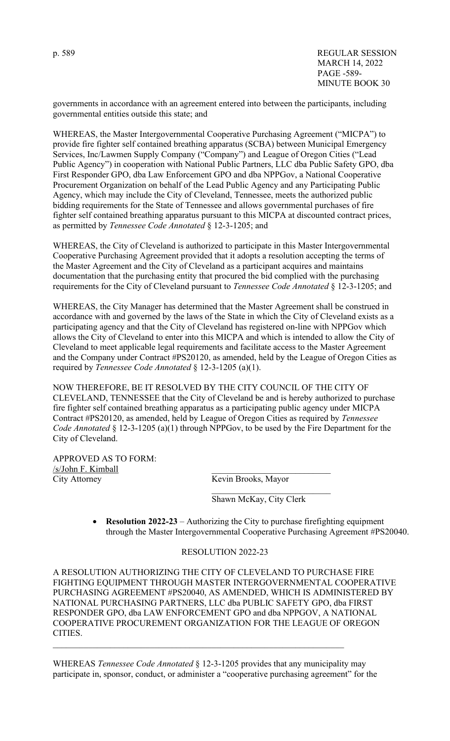governments in accordance with an agreement entered into between the participants, including governmental entities outside this state; and

WHEREAS, the Master Intergovernmental Cooperative Purchasing Agreement ("MICPA") to provide fire fighter self contained breathing apparatus (SCBA) between Municipal Emergency Services, Inc/Lawmen Supply Company ("Company") and League of Oregon Cities ("Lead Public Agency") in cooperation with National Public Partners, LLC dba Public Safety GPO, dba First Responder GPO, dba Law Enforcement GPO and dba NPPGov, a National Cooperative Procurement Organization on behalf of the Lead Public Agency and any Participating Public Agency, which may include the City of Cleveland, Tennessee, meets the authorized public bidding requirements for the State of Tennessee and allows governmental purchases of fire fighter self contained breathing apparatus pursuant to this MICPA at discounted contract prices, as permitted by *Tennessee Code Annotated* § 12-3-1205; and

WHEREAS, the City of Cleveland is authorized to participate in this Master Intergovernmental Cooperative Purchasing Agreement provided that it adopts a resolution accepting the terms of the Master Agreement and the City of Cleveland as a participant acquires and maintains documentation that the purchasing entity that procured the bid complied with the purchasing requirements for the City of Cleveland pursuant to *Tennessee Code Annotated* § 12-3-1205; and

WHEREAS, the City Manager has determined that the Master Agreement shall be construed in accordance with and governed by the laws of the State in which the City of Cleveland exists as a participating agency and that the City of Cleveland has registered on-line with NPPGov which allows the City of Cleveland to enter into this MICPA and which is intended to allow the City of Cleveland to meet applicable legal requirements and facilitate access to the Master Agreement and the Company under Contract #PS20120, as amended, held by the League of Oregon Cities as required by *Tennessee Code Annotated* § 12-3-1205 (a)(1).

NOW THEREFORE, BE IT RESOLVED BY THE CITY COUNCIL OF THE CITY OF CLEVELAND, TENNESSEE that the City of Cleveland be and is hereby authorized to purchase fire fighter self contained breathing apparatus as a participating public agency under MICPA Contract #PS20120, as amended, held by League of Oregon Cities as required by *Tennessee Code Annotated* § 12-3-1205 (a)(1) through NPPGov, to be used by the Fire Department for the City of Cleveland.

APPROVED AS TO FORM:
/s/John F. Kimball
City Attorney

\_\_\_\_\_\_\_\_\_\_\_\_\_\_\_\_\_\_\_\_\_\_\_\_\_\_\_
Kevin Brooks, Mayor

\_\_\_\_\_\_\_\_\_\_\_\_\_\_\_\_\_\_\_\_\_\_\_\_\_\_\_
Shawn McKay, City Clerk

- **Resolution 2022-23** – Authorizing the City to purchase firefighting equipment through the Master Intergovernmental Cooperative Purchasing Agreement #PS20040.

RESOLUTION 2022-23

A RESOLUTION AUTHORIZING THE CITY OF CLEVELAND TO PURCHASE FIRE FIGHTING EQUIPMENT THROUGH MASTER INTERGOVERNMENTAL COOPERATIVE PURCHASING AGREEMENT #PS20040, AS AMENDED, WHICH IS ADMINISTERED BY NATIONAL PURCHASING PARTNERS, LLC dba PUBLIC SAFETY GPO, dba FIRST RESPONDER GPO, dba LAW ENFORCEMENT GPO and dba NPPGOV, A NATIONAL COOPERATIVE PROCUREMENT ORGANIZATION FOR THE LEAGUE OF OREGON CITIES.

---

WHEREAS *Tennessee Code Annotated* § 12-3-1205 provides that any municipality may participate in, sponsor, conduct, or administer a "cooperative purchasing agreement" for the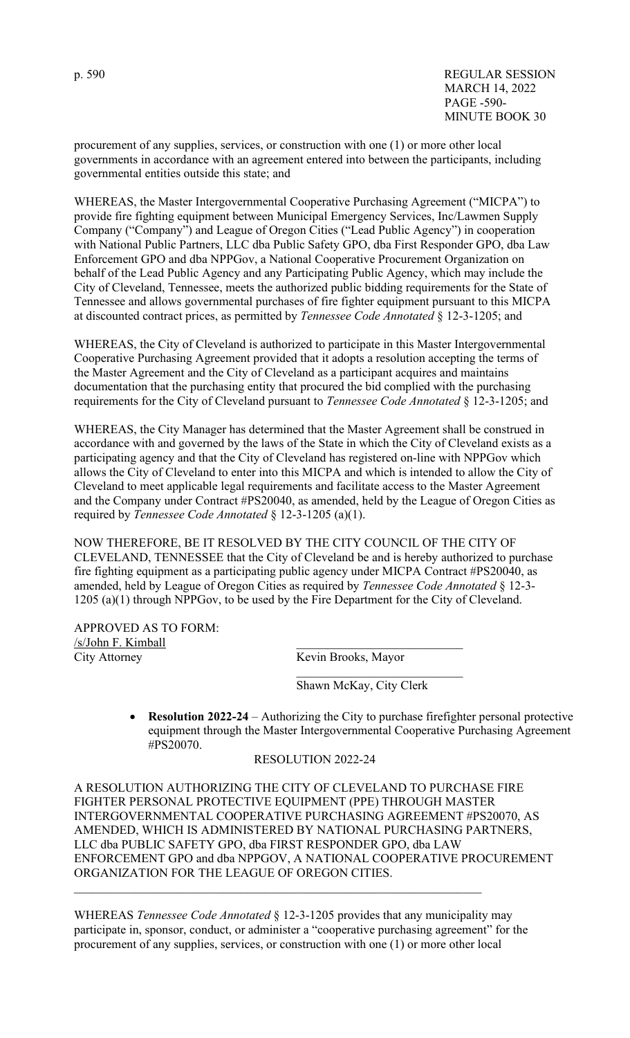procurement of any supplies, services, or construction with one (1) or more other local governments in accordance with an agreement entered into between the participants, including governmental entities outside this state; and

WHEREAS, the Master Intergovernmental Cooperative Purchasing Agreement ("MICPA") to provide fire fighting equipment between Municipal Emergency Services, Inc/Lawmen Supply Company ("Company") and League of Oregon Cities ("Lead Public Agency") in cooperation with National Public Partners, LLC dba Public Safety GPO, dba First Responder GPO, dba Law Enforcement GPO and dba NPPGov, a National Cooperative Procurement Organization on behalf of the Lead Public Agency and any Participating Public Agency, which may include the City of Cleveland, Tennessee, meets the authorized public bidding requirements for the State of Tennessee and allows governmental purchases of fire fighter equipment pursuant to this MICPA at discounted contract prices, as permitted by *Tennessee Code Annotated* § 12-3-1205; and

WHEREAS, the City of Cleveland is authorized to participate in this Master Intergovernmental Cooperative Purchasing Agreement provided that it adopts a resolution accepting the terms of the Master Agreement and the City of Cleveland as a participant acquires and maintains documentation that the purchasing entity that procured the bid complied with the purchasing requirements for the City of Cleveland pursuant to *Tennessee Code Annotated* § 12-3-1205; and

WHEREAS, the City Manager has determined that the Master Agreement shall be construed in accordance with and governed by the laws of the State in which the City of Cleveland exists as a participating agency and that the City of Cleveland has registered on-line with NPPGov which allows the City of Cleveland to enter into this MICPA and which is intended to allow the City of Cleveland to meet applicable legal requirements and facilitate access to the Master Agreement and the Company under Contract #PS20040, as amended, held by the League of Oregon Cities as required by *Tennessee Code Annotated* § 12-3-1205 (a)(1).

NOW THEREFORE, BE IT RESOLVED BY THE CITY COUNCIL OF THE CITY OF CLEVELAND, TENNESSEE that the City of Cleveland be and is hereby authorized to purchase fire fighting equipment as a participating public agency under MICPA Contract #PS20040, as amended, held by League of Oregon Cities as required by *Tennessee Code Annotated* § 12-3-1205 (a)(1) through NPPGov, to be used by the Fire Department for the City of Cleveland.

APPROVED AS TO FORM:
/s/John F. Kimball
City Attorney

\_\_\_\_\_\_\_\_\_\_\_\_\_\_\_\_\_\_\_\_\_\_\_\_\_\_
Kevin Brooks, Mayor

\_\_\_\_\_\_\_\_\_\_\_\_\_\_\_\_\_\_\_\_\_\_\_\_\_\_
Shawn McKay, City Clerk

- **Resolution 2022-24** – Authorizing the City to purchase firefighter personal protective equipment through the Master Intergovernmental Cooperative Purchasing Agreement #PS20070.

RESOLUTION 2022-24

A RESOLUTION AUTHORIZING THE CITY OF CLEVELAND TO PURCHASE FIRE FIGHTER PERSONAL PROTECTIVE EQUIPMENT (PPE) THROUGH MASTER INTERGOVERNMENTAL COOPERATIVE PURCHASING AGREEMENT #PS20070, AS AMENDED, WHICH IS ADMINISTERED BY NATIONAL PURCHASING PARTNERS, LLC dba PUBLIC SAFETY GPO, dba FIRST RESPONDER GPO, dba LAW ENFORCEMENT GPO and dba NPPGOV, A NATIONAL COOPERATIVE PROCUREMENT ORGANIZATION FOR THE LEAGUE OF OREGON CITIES.

---

WHEREAS *Tennessee Code Annotated* § 12-3-1205 provides that any municipality may participate in, sponsor, conduct, or administer a "cooperative purchasing agreement" for the procurement of any supplies, services, or construction with one (1) or more other local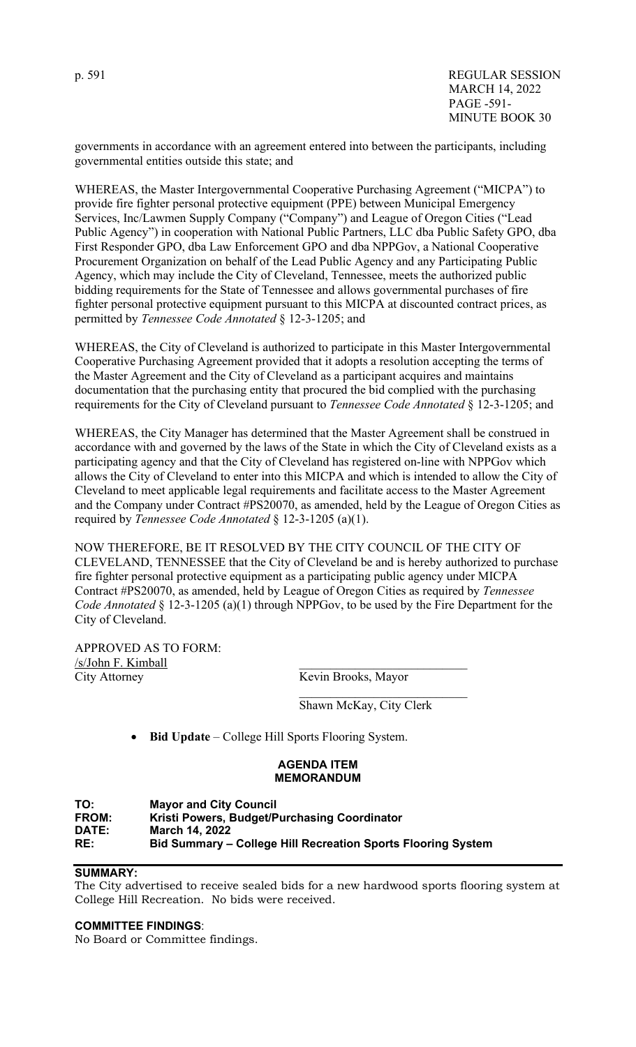governments in accordance with an agreement entered into between the participants, including governmental entities outside this state; and

WHEREAS, the Master Intergovernmental Cooperative Purchasing Agreement ("MICPA") to provide fire fighter personal protective equipment (PPE) between Municipal Emergency Services, Inc/Lawmen Supply Company ("Company") and League of Oregon Cities ("Lead Public Agency") in cooperation with National Public Partners, LLC dba Public Safety GPO, dba First Responder GPO, dba Law Enforcement GPO and dba NPPGov, a National Cooperative Procurement Organization on behalf of the Lead Public Agency and any Participating Public Agency, which may include the City of Cleveland, Tennessee, meets the authorized public bidding requirements for the State of Tennessee and allows governmental purchases of fire fighter personal protective equipment pursuant to this MICPA at discounted contract prices, as permitted by *Tennessee Code Annotated* § 12-3-1205; and

WHEREAS, the City of Cleveland is authorized to participate in this Master Intergovernmental Cooperative Purchasing Agreement provided that it adopts a resolution accepting the terms of the Master Agreement and the City of Cleveland as a participant acquires and maintains documentation that the purchasing entity that procured the bid complied with the purchasing requirements for the City of Cleveland pursuant to *Tennessee Code Annotated* § 12-3-1205; and

WHEREAS, the City Manager has determined that the Master Agreement shall be construed in accordance with and governed by the laws of the State in which the City of Cleveland exists as a participating agency and that the City of Cleveland has registered on-line with NPPGov which allows the City of Cleveland to enter into this MICPA and which is intended to allow the City of Cleveland to meet applicable legal requirements and facilitate access to the Master Agreement and the Company under Contract #PS20070, as amended, held by the League of Oregon Cities as required by *Tennessee Code Annotated* § 12-3-1205 (a)(1).

NOW THEREFORE, BE IT RESOLVED BY THE CITY COUNCIL OF THE CITY OF CLEVELAND, TENNESSEE that the City of Cleveland be and is hereby authorized to purchase fire fighter personal protective equipment as a participating public agency under MICPA Contract #PS20070, as amended, held by League of Oregon Cities as required by *Tennessee Code Annotated* § 12-3-1205 (a)(1) through NPPGov, to be used by the Fire Department for the City of Cleveland.

APPROVED AS TO FORM:
/s/John F. Kimball
City Attorney

\_\_\_\_\_\_\_\_\_\_\_\_\_\_\_\_\_\_\_\_\_\_\_\_\_\_\_
Kevin Brooks, Mayor

\_\_\_\_\_\_\_\_\_\_\_\_\_\_\_\_\_\_\_\_\_\_\_\_\_\_\_
Shawn McKay, City Clerk

- **Bid Update** – College Hill Sports Flooring System.

**AGENDA ITEM**
**MEMORANDUM**

**TO:** **Mayor and City Council**
**FROM:** **Kristi Powers, Budget/Purchasing Coordinator**
**DATE:** **March 14, 2022**
**RE:** **Bid Summary – College Hill Recreation Sports Flooring System**

**SUMMARY:**
The City advertised to receive sealed bids for a new hardwood sports flooring system at College Hill Recreation. No bids were received.

**COMMITTEE FINDINGS**:
No Board or Committee findings.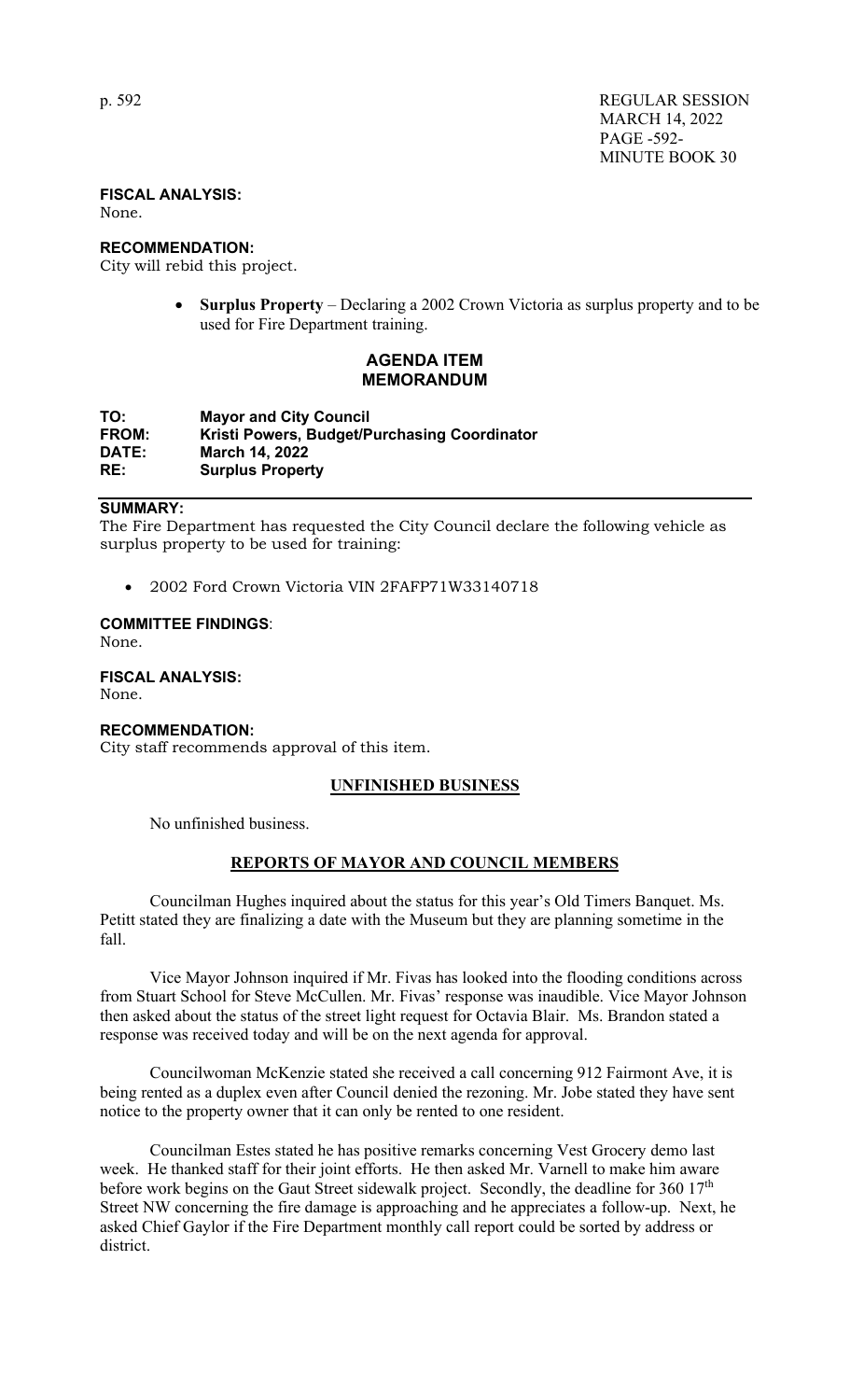**FISCAL ANALYSIS:**
None.

**RECOMMENDATION:**
City will rebid this project.

- **Surplus Property** – Declaring a 2002 Crown Victoria as surplus property and to be used for Fire Department training.

## AGENDA ITEM MEMORANDUM

**TO:** **Mayor and City Council**
**FROM:** **Kristi Powers, Budget/Purchasing Coordinator**
**DATE:** **March 14, 2022**
**RE:** **Surplus Property**

**SUMMARY:**
The Fire Department has requested the City Council declare the following vehicle as surplus property to be used for training:

- 2002 Ford Crown Victoria VIN 2FAFP71W33140718

**COMMITTEE FINDINGS**:
None.

**FISCAL ANALYSIS:**
None.

**RECOMMENDATION:**
City staff recommends approval of this item.

## UNFINISHED BUSINESS

No unfinished business.

## REPORTS OF MAYOR AND COUNCIL MEMBERS

Councilman Hughes inquired about the status for this year's Old Timers Banquet. Ms. Petitt stated they are finalizing a date with the Museum but they are planning sometime in the fall.

Vice Mayor Johnson inquired if Mr. Fivas has looked into the flooding conditions across from Stuart School for Steve McCullen. Mr. Fivas' response was inaudible. Vice Mayor Johnson then asked about the status of the street light request for Octavia Blair. Ms. Brandon stated a response was received today and will be on the next agenda for approval.

Councilwoman McKenzie stated she received a call concerning 912 Fairmont Ave, it is being rented as a duplex even after Council denied the rezoning. Mr. Jobe stated they have sent notice to the property owner that it can only be rented to one resident.

Councilman Estes stated he has positive remarks concerning Vest Grocery demo last week. He thanked staff for their joint efforts. He then asked Mr. Varnell to make him aware before work begins on the Gaut Street sidewalk project. Secondly, the deadline for 360 17th Street NW concerning the fire damage is approaching and he appreciates a follow-up. Next, he asked Chief Gaylor if the Fire Department monthly call report could be sorted by address or district.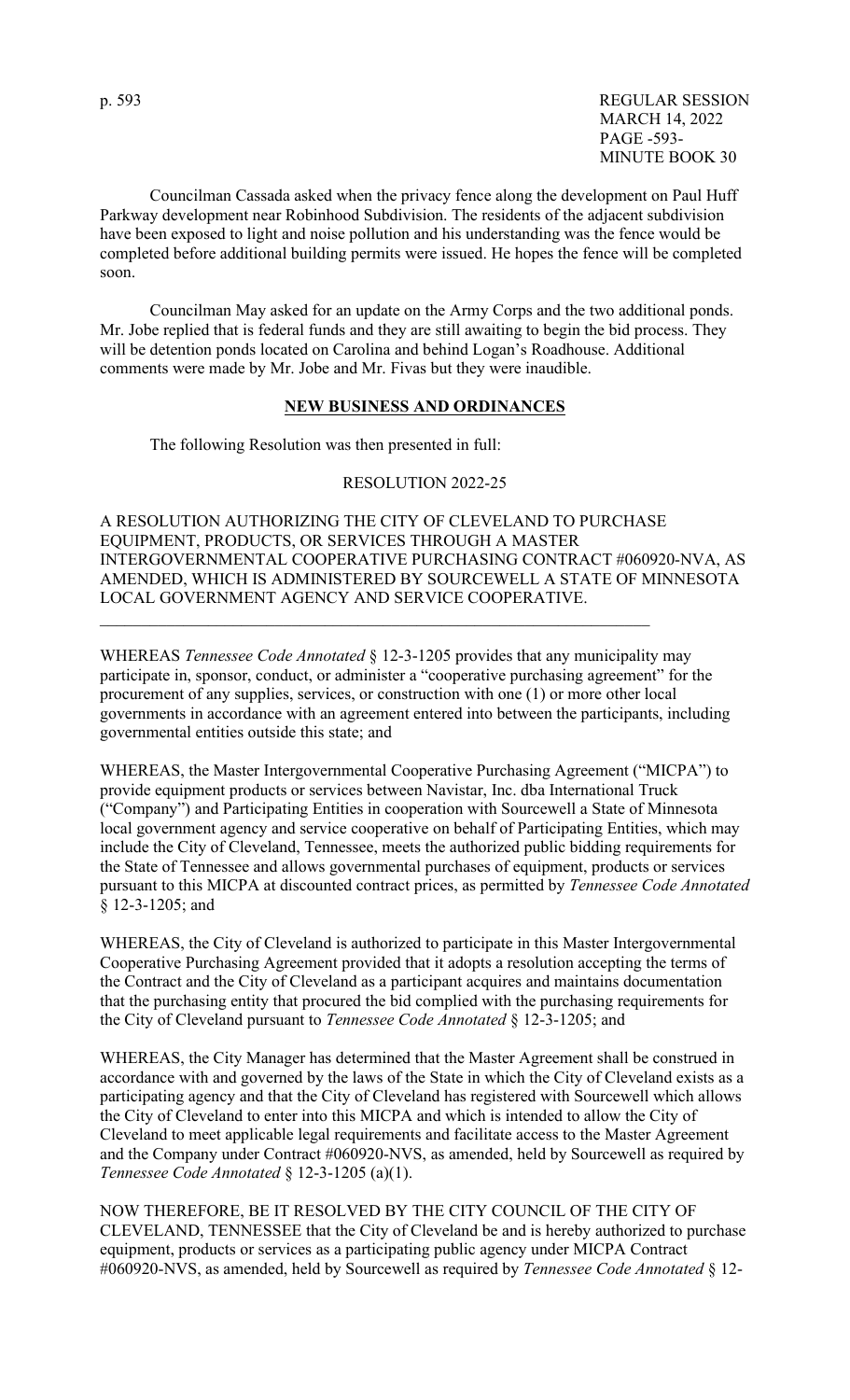Councilman Cassada asked when the privacy fence along the development on Paul Huff Parkway development near Robinhood Subdivision. The residents of the adjacent subdivision have been exposed to light and noise pollution and his understanding was the fence would be completed before additional building permits were issued. He hopes the fence will be completed soon.

Councilman May asked for an update on the Army Corps and the two additional ponds. Mr. Jobe replied that is federal funds and they are still awaiting to begin the bid process. They will be detention ponds located on Carolina and behind Logan's Roadhouse. Additional comments were made by Mr. Jobe and Mr. Fivas but they were inaudible.

## NEW BUSINESS AND ORDINANCES

The following Resolution was then presented in full:

RESOLUTION 2022-25

A RESOLUTION AUTHORIZING THE CITY OF CLEVELAND TO PURCHASE EQUIPMENT, PRODUCTS, OR SERVICES THROUGH A MASTER INTERGOVERNMENTAL COOPERATIVE PURCHASING CONTRACT #060920-NVA, AS AMENDED, WHICH IS ADMINISTERED BY SOURCEWELL A STATE OF MINNESOTA LOCAL GOVERNMENT AGENCY AND SERVICE COOPERATIVE.

---

WHEREAS *Tennessee Code Annotated* § 12-3-1205 provides that any municipality may participate in, sponsor, conduct, or administer a "cooperative purchasing agreement" for the procurement of any supplies, services, or construction with one (1) or more other local governments in accordance with an agreement entered into between the participants, including governmental entities outside this state; and

WHEREAS, the Master Intergovernmental Cooperative Purchasing Agreement ("MICPA") to provide equipment products or services between Navistar, Inc. dba International Truck ("Company") and Participating Entities in cooperation with Sourcewell a State of Minnesota local government agency and service cooperative on behalf of Participating Entities, which may include the City of Cleveland, Tennessee, meets the authorized public bidding requirements for the State of Tennessee and allows governmental purchases of equipment, products or services pursuant to this MICPA at discounted contract prices, as permitted by *Tennessee Code Annotated* § 12-3-1205; and

WHEREAS, the City of Cleveland is authorized to participate in this Master Intergovernmental Cooperative Purchasing Agreement provided that it adopts a resolution accepting the terms of the Contract and the City of Cleveland as a participant acquires and maintains documentation that the purchasing entity that procured the bid complied with the purchasing requirements for the City of Cleveland pursuant to *Tennessee Code Annotated* § 12-3-1205; and

WHEREAS, the City Manager has determined that the Master Agreement shall be construed in accordance with and governed by the laws of the State in which the City of Cleveland exists as a participating agency and that the City of Cleveland has registered with Sourcewell which allows the City of Cleveland to enter into this MICPA and which is intended to allow the City of Cleveland to meet applicable legal requirements and facilitate access to the Master Agreement and the Company under Contract #060920-NVS, as amended, held by Sourcewell as required by *Tennessee Code Annotated* § 12-3-1205 (a)(1).

NOW THEREFORE, BE IT RESOLVED BY THE CITY COUNCIL OF THE CITY OF CLEVELAND, TENNESSEE that the City of Cleveland be and is hereby authorized to purchase equipment, products or services as a participating public agency under MICPA Contract #060920-NVS, as amended, held by Sourcewell as required by *Tennessee Code Annotated* § 12-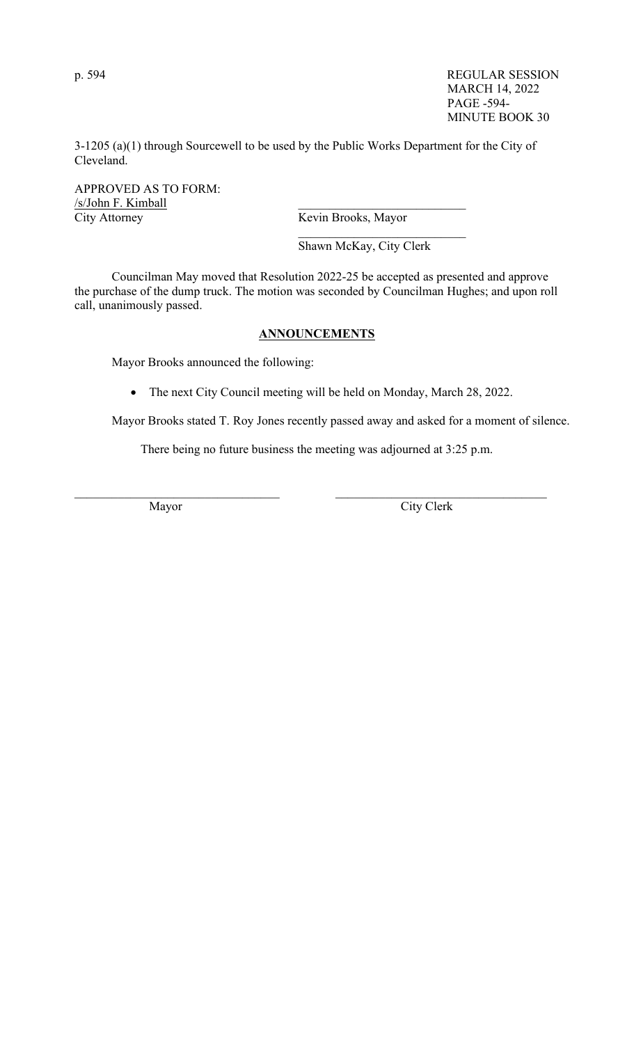3-1205 (a)(1) through Sourcewell to be used by the Public Works Department for the City of Cleveland.

APPROVED AS TO FORM:
/s/John F. Kimball
City Attorney

\_\_\_\_\_\_\_\_\_\_\_\_\_\_\_\_\_\_\_\_\_\_\_\_\_\_\_\_
Kevin Brooks, Mayor

\_\_\_\_\_\_\_\_\_\_\_\_\_\_\_\_\_\_\_\_\_\_\_\_\_\_\_\_
Shawn McKay, City Clerk

Councilman May moved that Resolution 2022-25 be accepted as presented and approve the purchase of the dump truck. The motion was seconded by Councilman Hughes; and upon roll call, unanimously passed.

## ANNOUNCEMENTS

Mayor Brooks announced the following:

- The next City Council meeting will be held on Monday, March 28, 2022.

Mayor Brooks stated T. Roy Jones recently passed away and asked for a moment of silence.

There being no future business the meeting was adjourned at 3:25 p.m.

\_\_\_\_\_\_\_\_\_\_\_\_\_\_\_\_\_\_\_\_\_\_\_\_\_\_\_\_
Mayor

\_\_\_\_\_\_\_\_\_\_\_\_\_\_\_\_\_\_\_\_\_\_\_\_\_\_\_\_
City Clerk